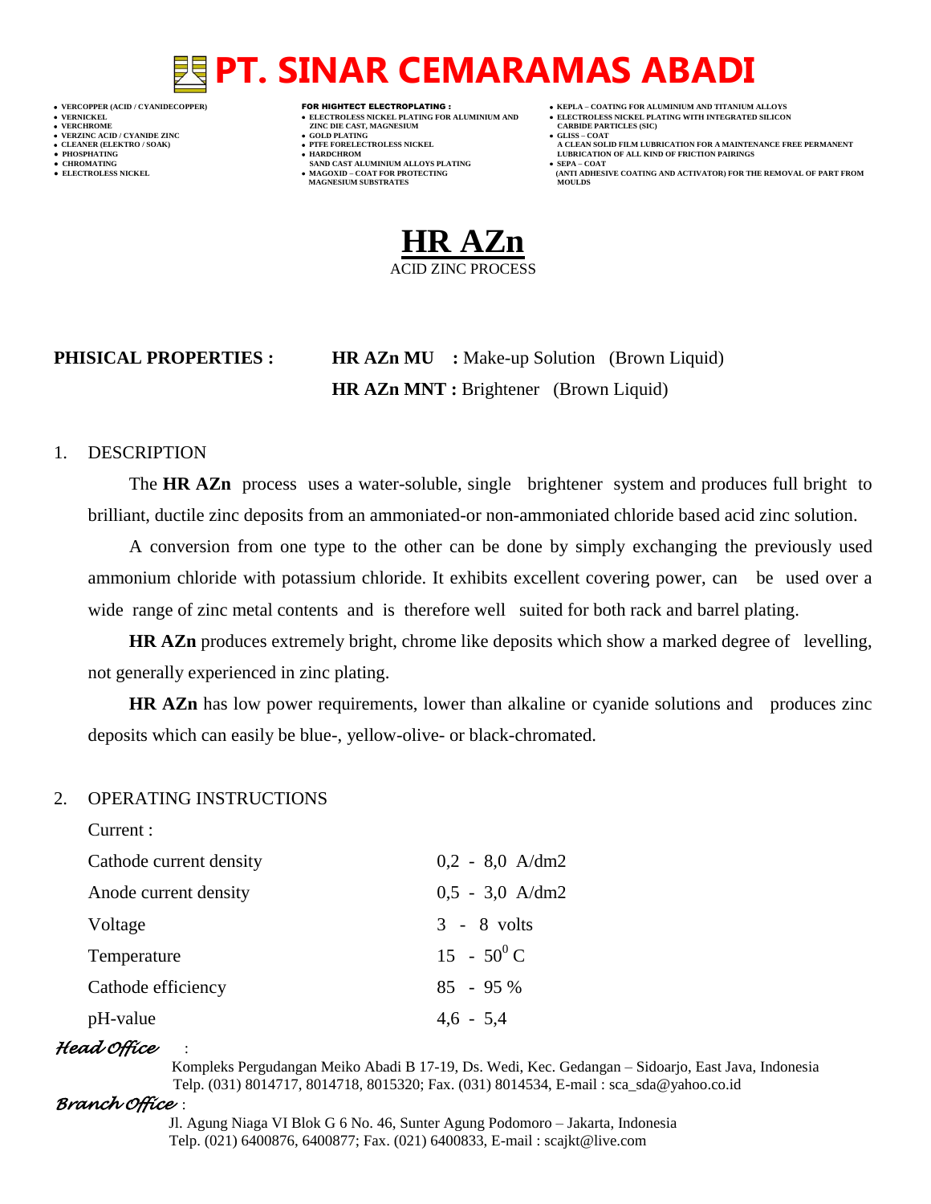# PT. SINAR CEMARAMAS ABADI

- VERCOPPER (ACID / CYANIDECOPPER)
- VERNICKEL
- VERCHROME
- VERZINC ACID / CYANIDE ZINC
- CLEANER (ELEKTRO / SOAK)
- PHOSPHATING
- CHROMATING
- ELECTROLESS NICKEL

**FOR HIGHTECT ELECTROPLATING :**

- ELECTROLESS NICKEL PLATING FOR ALUMINIUM AND ZINC DIE CAST, MAGNESIUM
- GOLD PLATING
- PTFE FORELECTROLESS NICKEL
- HARDCHROM SAND CAST ALUMINIUM ALLOYS PLATING
- MAGOXID – COAT FOR PROTECTING MAGNESIUM SUBSTRATES

- KEPLA – COATING FOR ALUMINIUM AND TITANIUM ALLOYS
- ELECTROLESS NICKEL PLATING WITH INTEGRATED SILICON CARBIDE PARTICLES (SIC)
- GLISS – COAT A CLEAN SOLID FILM LUBRICATION FOR A MAINTENANCE FREE PERMANENT LUBRICATION OF ALL KIND OF FRICTION PAIRINGS
- SEPA – COAT (ANTI ADHESIVE COATING AND ACTIVATOR) FOR THE REMOVAL OF PART FROM MOULDS

# HR AZn

ACID ZINC PROCESS

**PHISICAL PROPERTIES :** **HR AZn MU :** Make-up Solution (Brown Liquid)
**HR AZn MNT :** Brightener (Brown Liquid)

1. DESCRIPTION

The **HR AZn** process uses a water-soluble, single brightener system and produces full bright to brilliant, ductile zinc deposits from an ammoniated-or non-ammoniated chloride based acid zinc solution.

A conversion from one type to the other can be done by simply exchanging the previously used ammonium chloride with potassium chloride. It exhibits excellent covering power, can be used over a wide range of zinc metal contents and is therefore well suited for both rack and barrel plating.

**HR AZn** produces extremely bright, chrome like deposits which show a marked degree of levelling, not generally experienced in zinc plating.

**HR AZn** has low power requirements, lower than alkaline or cyanide solutions and produces zinc deposits which can easily be blue-, yellow-olive- or black-chromated.

2. OPERATING INSTRUCTIONS

Current :

| | |
|---|---|
| Cathode current density | 0,2 - 8,0 A/dm2 |
| Anode current density | 0,5 - 3,0 A/dm2 |
| Voltage | 3 - 8 volts |
| Temperature | 15 - $50^0$ C |
| Cathode efficiency | 85 - 95 % |
| pH-value | 4,6 - 5,4 |

*Head Office* :
Kompleks Pergudangan Meiko Abadi B 17-19, Ds. Wedi, Kec. Gedangan – Sidoarjo, East Java, Indonesia
Telp. (031) 8014717, 8014718, 8015320; Fax. (031) 8014534, E-mail : sca_sda@yahoo.co.id

*Branch Office* :
Jl. Agung Niaga VI Blok G 6 No. 46, Sunter Agung Podomoro – Jakarta, Indonesia
Telp. (021) 6400876, 6400877; Fax. (021) 6400833, E-mail : scajkt@live.com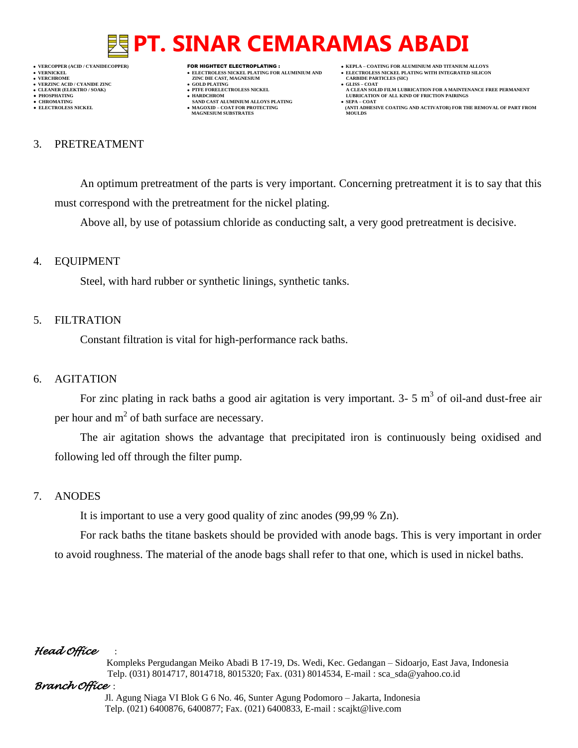## 3. PRETREATMENT

An optimum pretreatment of the parts is very important. Concerning pretreatment it is to say that this must correspond with the pretreatment for the nickel plating.

Above all, by use of potassium chloride as conducting salt, a very good pretreatment is decisive.

## 4. EQUIPMENT

Steel, with hard rubber or synthetic linings, synthetic tanks.

## 5. FILTRATION

Constant filtration is vital for high-performance rack baths.

## 6. AGITATION

For zinc plating in rack baths a good air agitation is very important. 3- 5 $m^3$ of oil-and dust-free air per hour and $m^2$ of bath surface are necessary.

The air agitation shows the advantage that precipitated iron is continuously being oxidised and following led off through the filter pump.

## 7. ANODES

It is important to use a very good quality of zinc anodes (99,99 % Zn).

For rack baths the titane baskets should be provided with anode bags. This is very important in order to avoid roughness. The material of the anode bags shall refer to that one, which is used in nickel baths.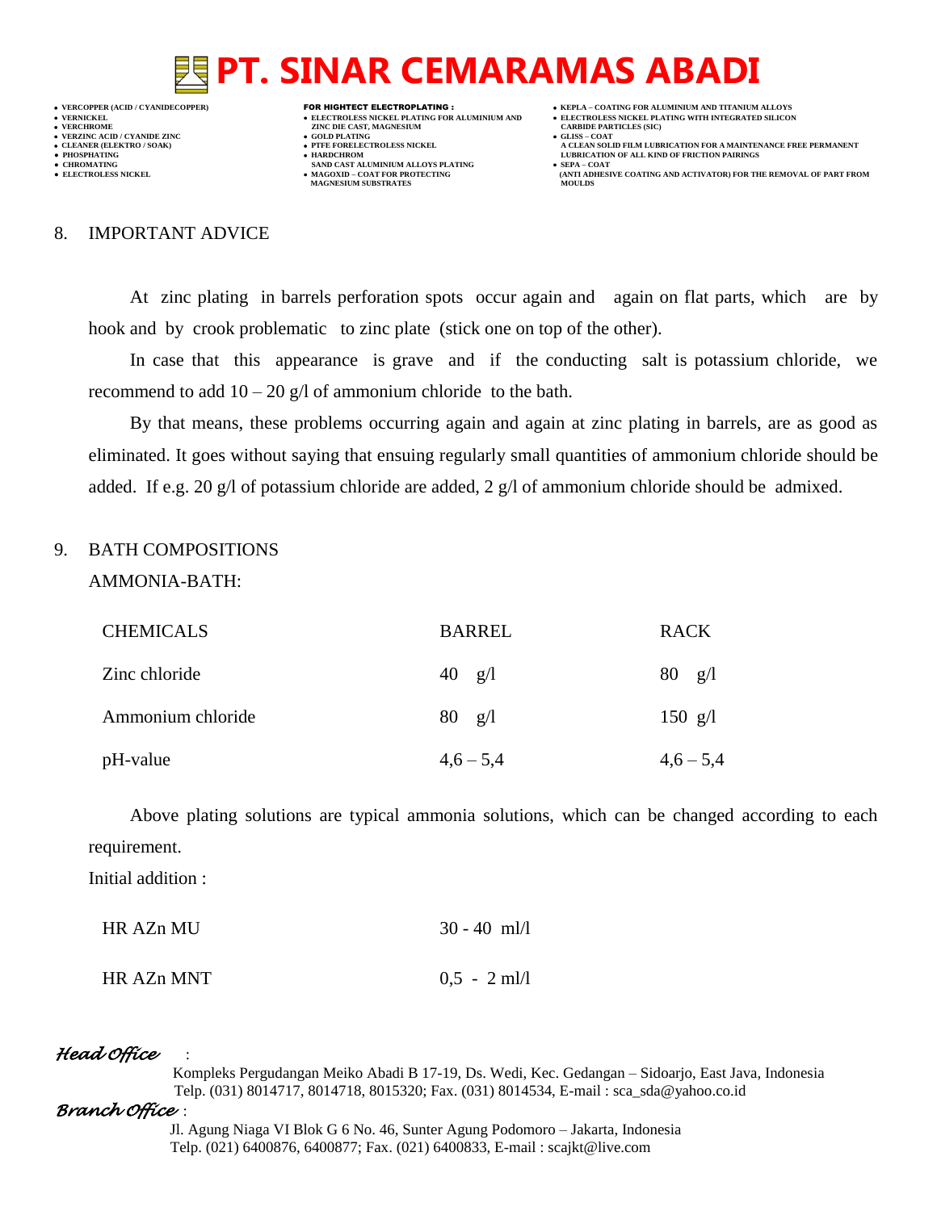## 8. IMPORTANT ADVICE

At zinc plating in barrels perforation spots occur again and again on flat parts, which are by hook and by crook problematic to zinc plate (stick one on top of the other).

In case that this appearance is grave and if the conducting salt is potassium chloride, we recommend to add 10 – 20 g/l of ammonium chloride to the bath.

By that means, these problems occurring again and again at zinc plating in barrels, are as good as eliminated. It goes without saying that ensuing regularly small quantities of ammonium chloride should be added. If e.g. 20 g/l of potassium chloride are added, 2 g/l of ammonium chloride should be admixed.

## 9. BATH COMPOSITIONS

AMMONIA-BATH:

| CHEMICALS | BARREL | RACK |
|---|---|---|
| Zinc chloride | 40 g/l | 80 g/l |
| Ammonium chloride | 80 g/l | 150 g/l |
| pH-value | 4,6 – 5,4 | 4,6 – 5,4 |

Above plating solutions are typical ammonia solutions, which can be changed according to each requirement.

Initial addition :

| | |
|---|---|
| HR AZn MU | 30 - 40 ml/l |
| HR AZn MNT | 0,5 - 2 ml/l |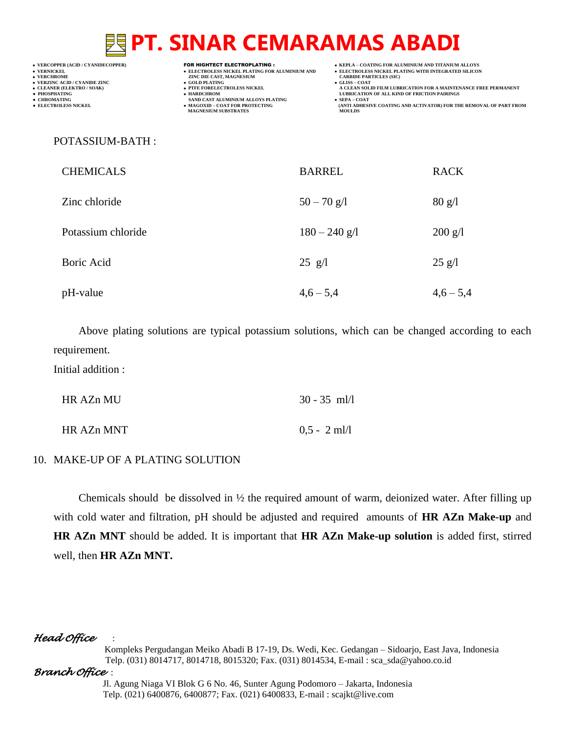POTASSIUM-BATH :

| CHEMICALS | BARREL | RACK |
|---|---|---|
| Zinc chloride | 50 – 70 g/l | 80 g/l |
| Potassium chloride | 180 – 240 g/l | 200 g/l |
| Boric Acid | 25 g/l | 25 g/l |
| pH-value | 4,6 – 5,4 | 4,6 – 5,4 |

Above plating solutions are typical potassium solutions, which can be changed according to each requirement.

Initial addition :

| | |
|---|---|
| HR AZn MU | 30 - 35 ml/l |
| HR AZn MNT | 0,5 - 2 ml/l |

10. MAKE-UP OF A PLATING SOLUTION

Chemicals should be dissolved in ½ the required amount of warm, deionized water. After filling up with cold water and filtration, pH should be adjusted and required amounts of **HR AZn Make-up** and **HR AZn MNT** should be added. It is important that **HR AZn Make-up solution** is added first, stirred well, then **HR AZn MNT.**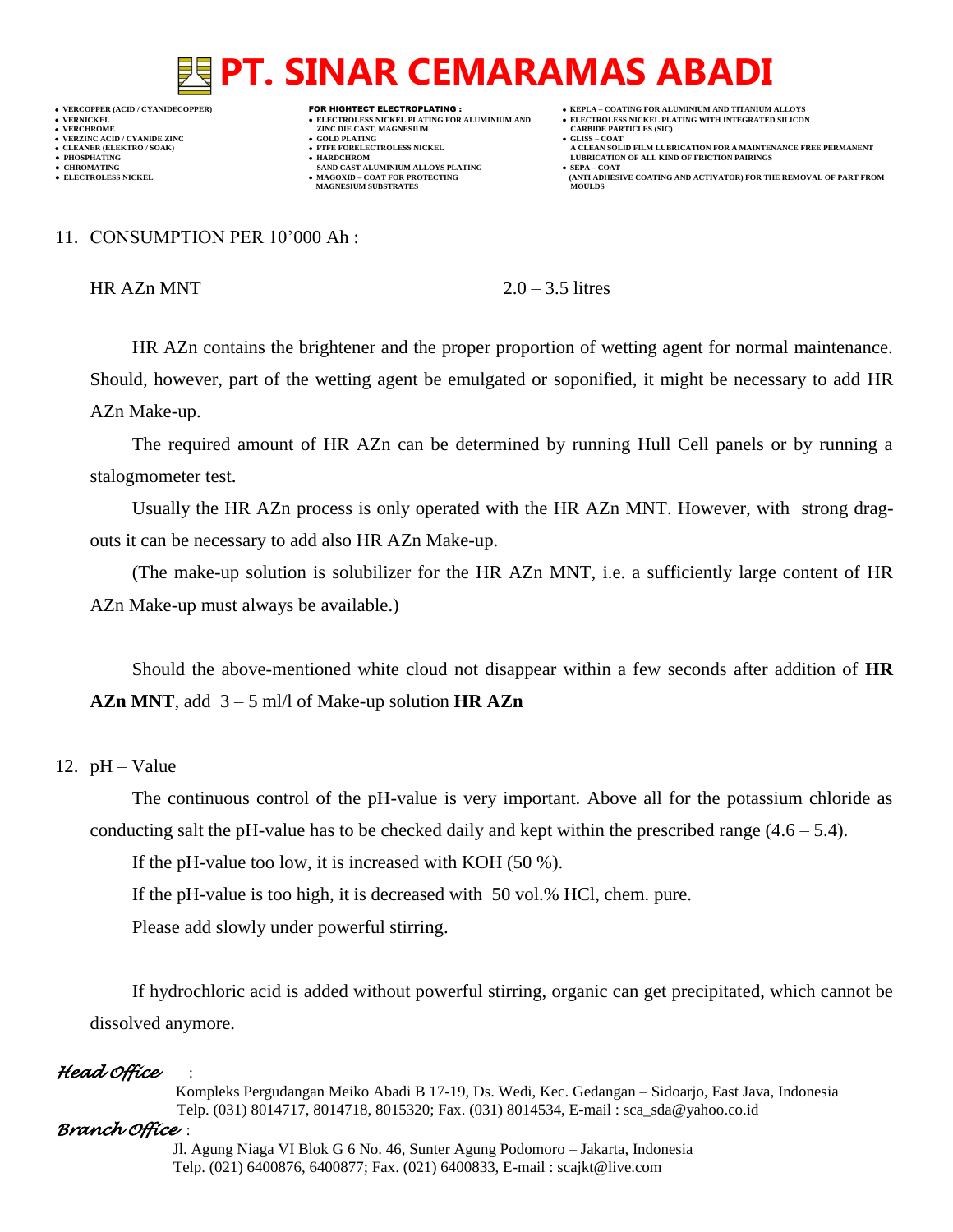11. CONSUMPTION PER 10’000 Ah :

HR AZn MNT    2.0 – 3.5 litres

HR AZn contains the brightener and the proper proportion of wetting agent for normal maintenance. Should, however, part of the wetting agent be emulgated or soponified, it might be necessary to add HR AZn Make-up.

The required amount of HR AZn can be determined by running Hull Cell panels or by running a stalogmometer test.

Usually the HR AZn process is only operated with the HR AZn MNT. However, with strong drag-outs it can be necessary to add also HR AZn Make-up.

(The make-up solution is solubilizer for the HR AZn MNT, i.e. a sufficiently large content of HR AZn Make-up must always be available.)

Should the above-mentioned white cloud not disappear within a few seconds after addition of **HR AZn MNT**, add 3 – 5 ml/l of Make-up solution **HR AZn**

12. pH – Value

The continuous control of the pH-value is very important. Above all for the potassium chloride as conducting salt the pH-value has to be checked daily and kept within the prescribed range (4.6 – 5.4).

If the pH-value too low, it is increased with KOH (50 %).

If the pH-value is too high, it is decreased with 50 vol.% HCl, chem. pure.

Please add slowly under powerful stirring.

If hydrochloric acid is added without powerful stirring, organic can get precipitated, which cannot be dissolved anymore.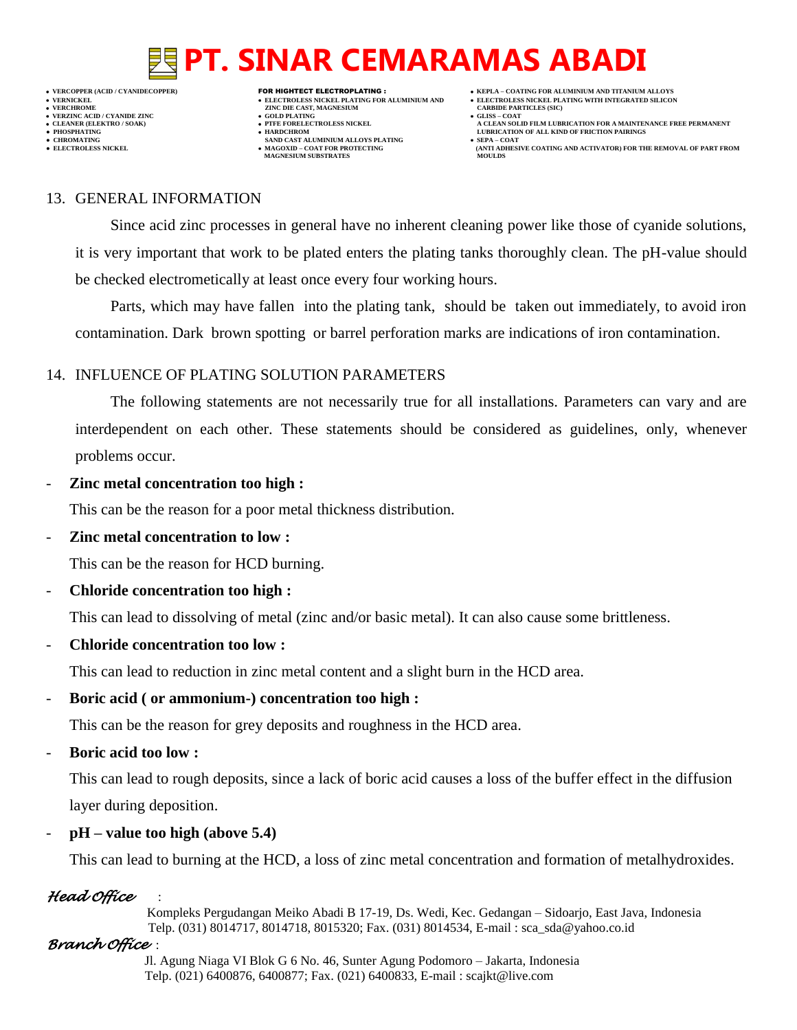## 13. GENERAL INFORMATION

Since acid zinc processes in general have no inherent cleaning power like those of cyanide solutions, it is very important that work to be plated enters the plating tanks thoroughly clean. The pH-value should be checked electrometically at least once every four working hours.

Parts, which may have fallen into the plating tank, should be taken out immediately, to avoid iron contamination. Dark brown spotting or barrel perforation marks are indications of iron contamination.

## 14. INFLUENCE OF PLATING SOLUTION PARAMETERS

The following statements are not necessarily true for all installations. Parameters can vary and are interdependent on each other. These statements should be considered as guidelines, only, whenever problems occur.

- **Zinc metal concentration too high :**

  This can be the reason for a poor metal thickness distribution.

- **Zinc metal concentration to low :**

  This can be the reason for HCD burning.

- **Chloride concentration too high :**

  This can lead to dissolving of metal (zinc and/or basic metal). It can also cause some brittleness.

- **Chloride concentration too low :**

  This can lead to reduction in zinc metal content and a slight burn in the HCD area.

- **Boric acid ( or ammonium-) concentration too high :**

  This can be the reason for grey deposits and roughness in the HCD area.

- **Boric acid too low :**

  This can lead to rough deposits, since a lack of boric acid causes a loss of the buffer effect in the diffusion layer during deposition.

- **pH – value too high (above 5.4)**

  This can lead to burning at the HCD, a loss of zinc metal concentration and formation of metalhydroxides.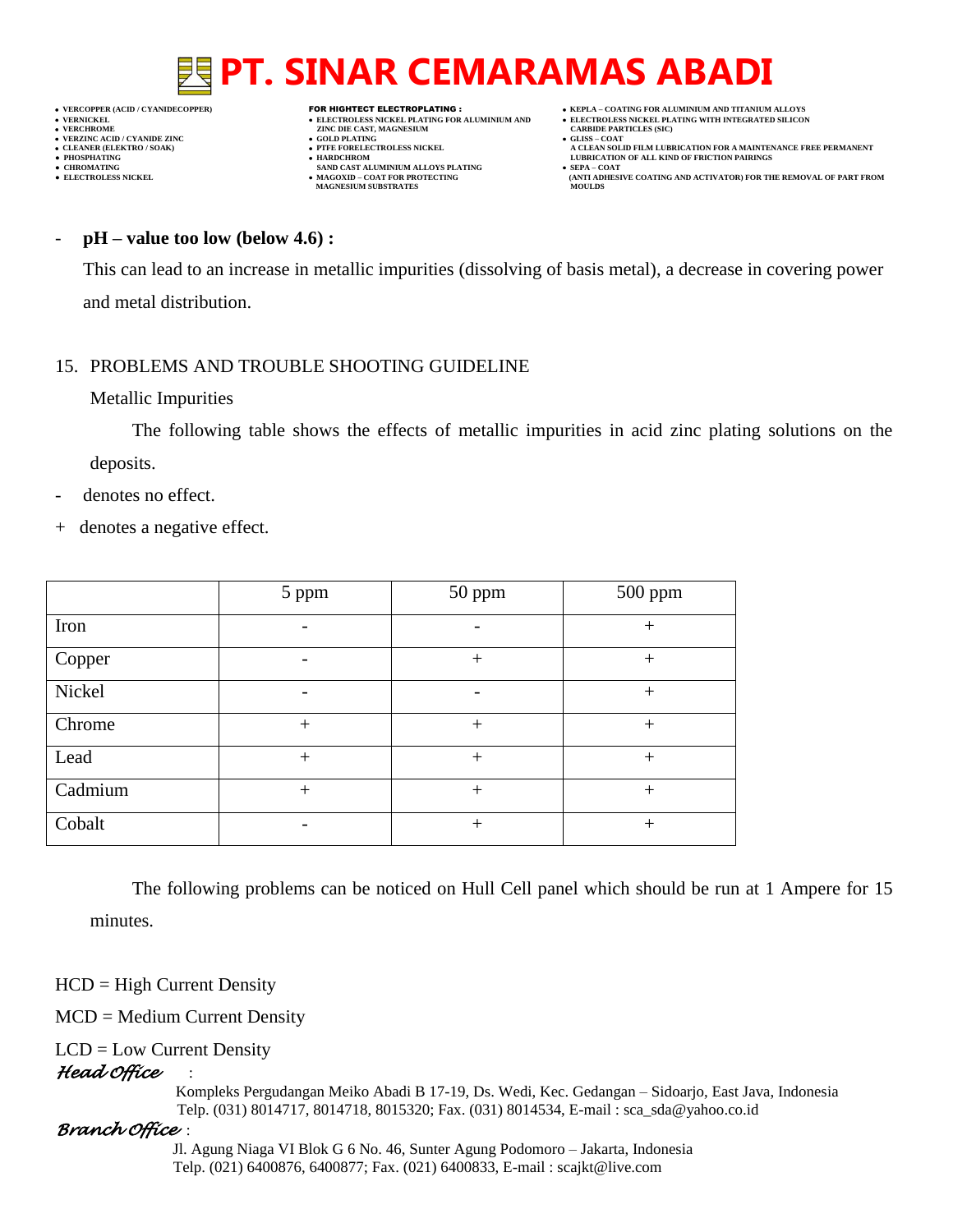- **pH – value too low (below 4.6) :**

  This can lead to an increase in metallic impurities (dissolving of basis metal), a decrease in covering power and metal distribution.

15. PROBLEMS AND TROUBLE SHOOTING GUIDELINE

Metallic Impurities

The following table shows the effects of metallic impurities in acid zinc plating solutions on the deposits.

- denotes no effect.

+ denotes a negative effect.

| | 5 ppm | 50 ppm | 500 ppm |
|---|---|---|---|
| Iron | - | - | + |
| Copper | - | + | + |
| Nickel | - | - | + |
| Chrome | + | + | + |
| Lead | + | + | + |
| Cadmium | + | + | + |
| Cobalt | - | + | + |

The following problems can be noticed on Hull Cell panel which should be run at 1 Ampere for 15 minutes.

HCD = High Current Density

MCD = Medium Current Density

LCD = Low Current Density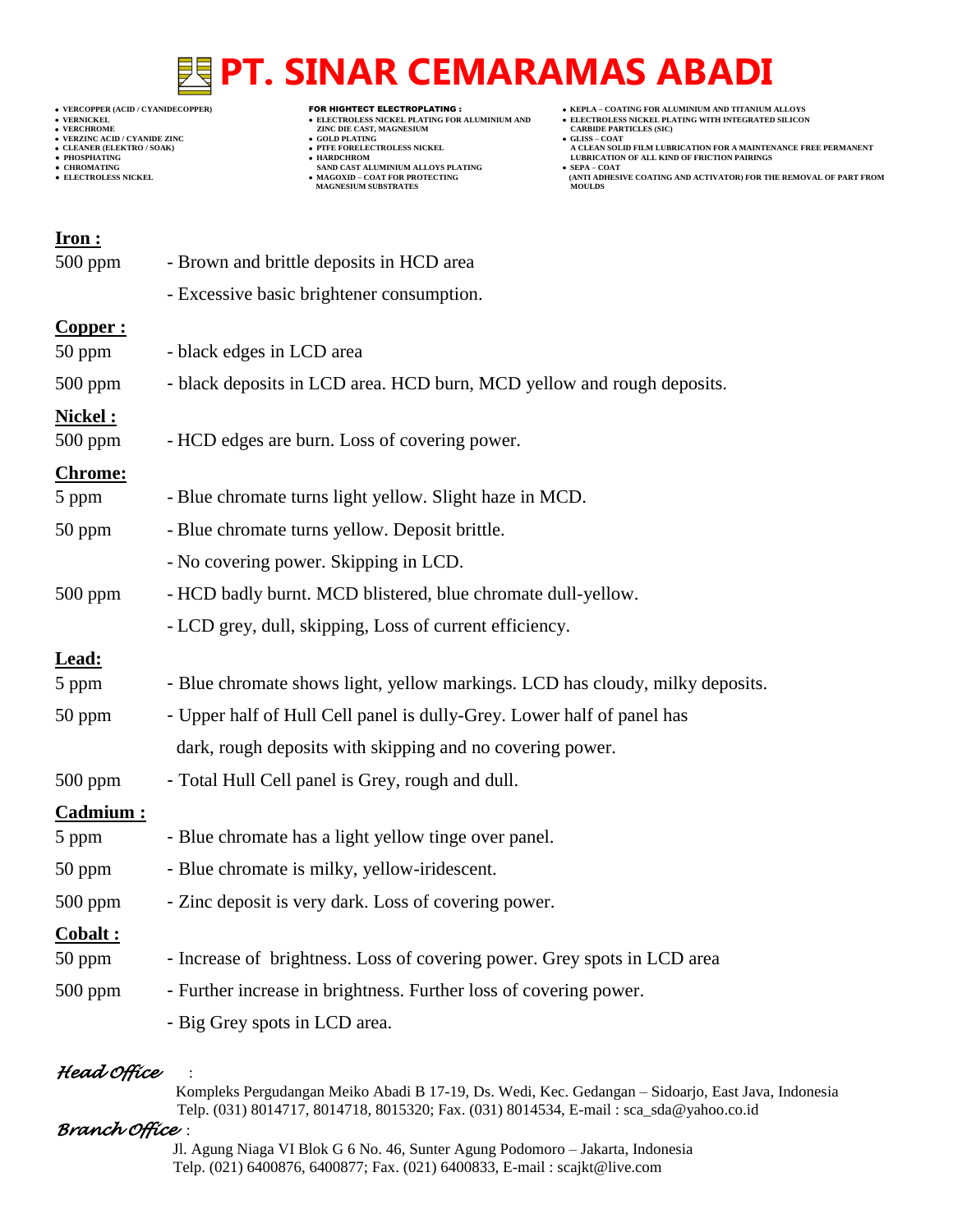**Iron :**

| | |
|---|---|
| 500 ppm | - Brown and brittle deposits in HCD area |
| | - Excessive basic brightener consumption. |

**Copper :**

| | |
|---|---|
| 50 ppm | - black edges in LCD area |
| 500 ppm | - black deposits in LCD area. HCD burn, MCD yellow and rough deposits. |

**Nickel :**

| | |
|---|---|
| 500 ppm | - HCD edges are burn. Loss of covering power. |

**Chrome:**

| | |
|---|---|
| 5 ppm | - Blue chromate turns light yellow. Slight haze in MCD. |
| 50 ppm | - Blue chromate turns yellow. Deposit brittle. |
| | - No covering power. Skipping in LCD. |
| 500 ppm | - HCD badly burnt. MCD blistered, blue chromate dull-yellow. |
| | - LCD grey, dull, skipping, Loss of current efficiency. |

**Lead:**

| | |
|---|---|
| 5 ppm | - Blue chromate shows light, yellow markings. LCD has cloudy, milky deposits. |
| 50 ppm | - Upper half of Hull Cell panel is dully-Grey. Lower half of panel has dark, rough deposits with skipping and no covering power. |
| 500 ppm | - Total Hull Cell panel is Grey, rough and dull. |

**Cadmium :**

| | |
|---|---|
| 5 ppm | - Blue chromate has a light yellow tinge over panel. |
| 50 ppm | - Blue chromate is milky, yellow-iridescent. |
| 500 ppm | - Zinc deposit is very dark. Loss of covering power. |

**Cobalt :**

| | |
|---|---|
| 50 ppm | - Increase of brightness. Loss of covering power. Grey spots in LCD area |
| 500 ppm | - Further increase in brightness. Further loss of covering power. |
| | - Big Grey spots in LCD area. |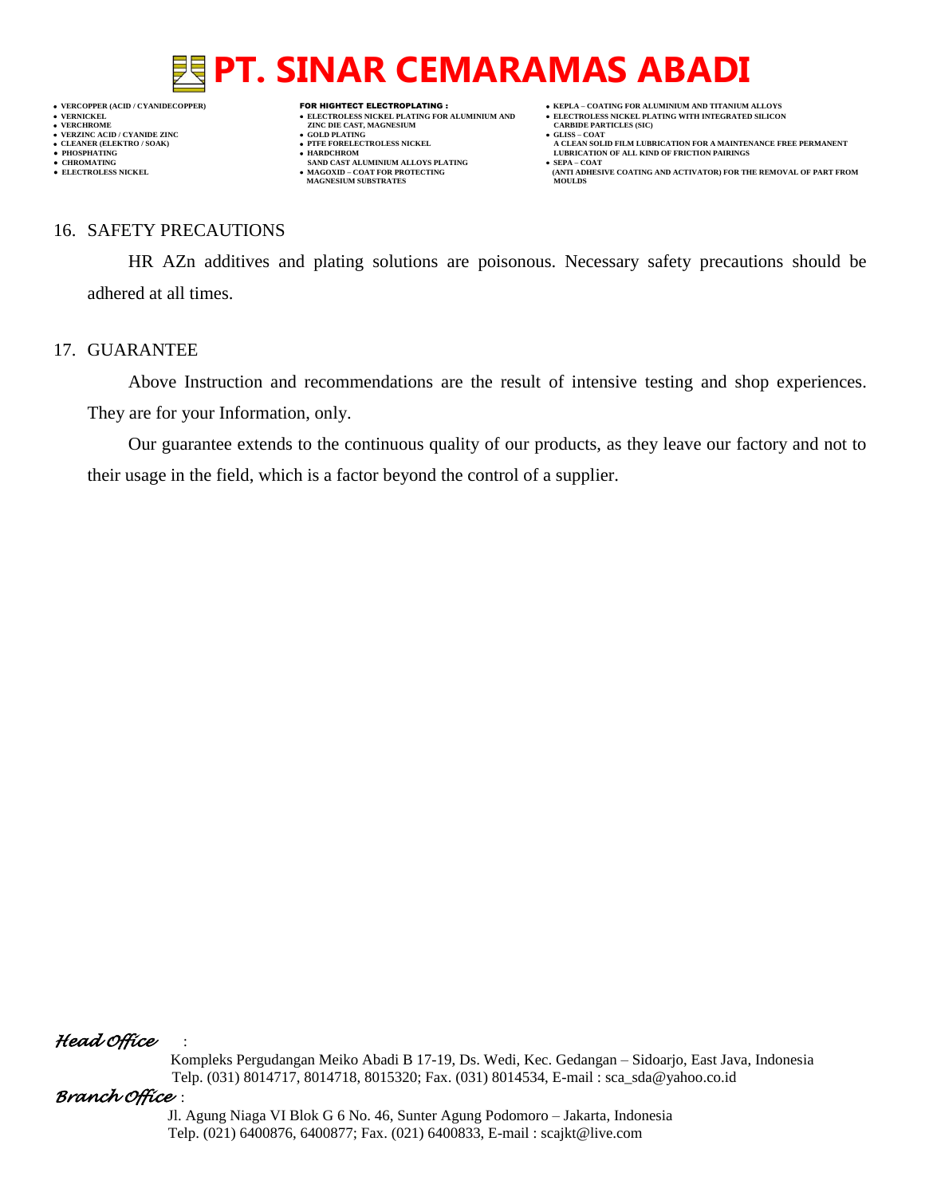## 16. SAFETY PRECAUTIONS

HR AZn additives and plating solutions are poisonous. Necessary safety precautions should be adhered at all times.

## 17. GUARANTEE

Above Instruction and recommendations are the result of intensive testing and shop experiences. They are for your Information, only.

Our guarantee extends to the continuous quality of our products, as they leave our factory and not to their usage in the field, which is a factor beyond the control of a supplier.